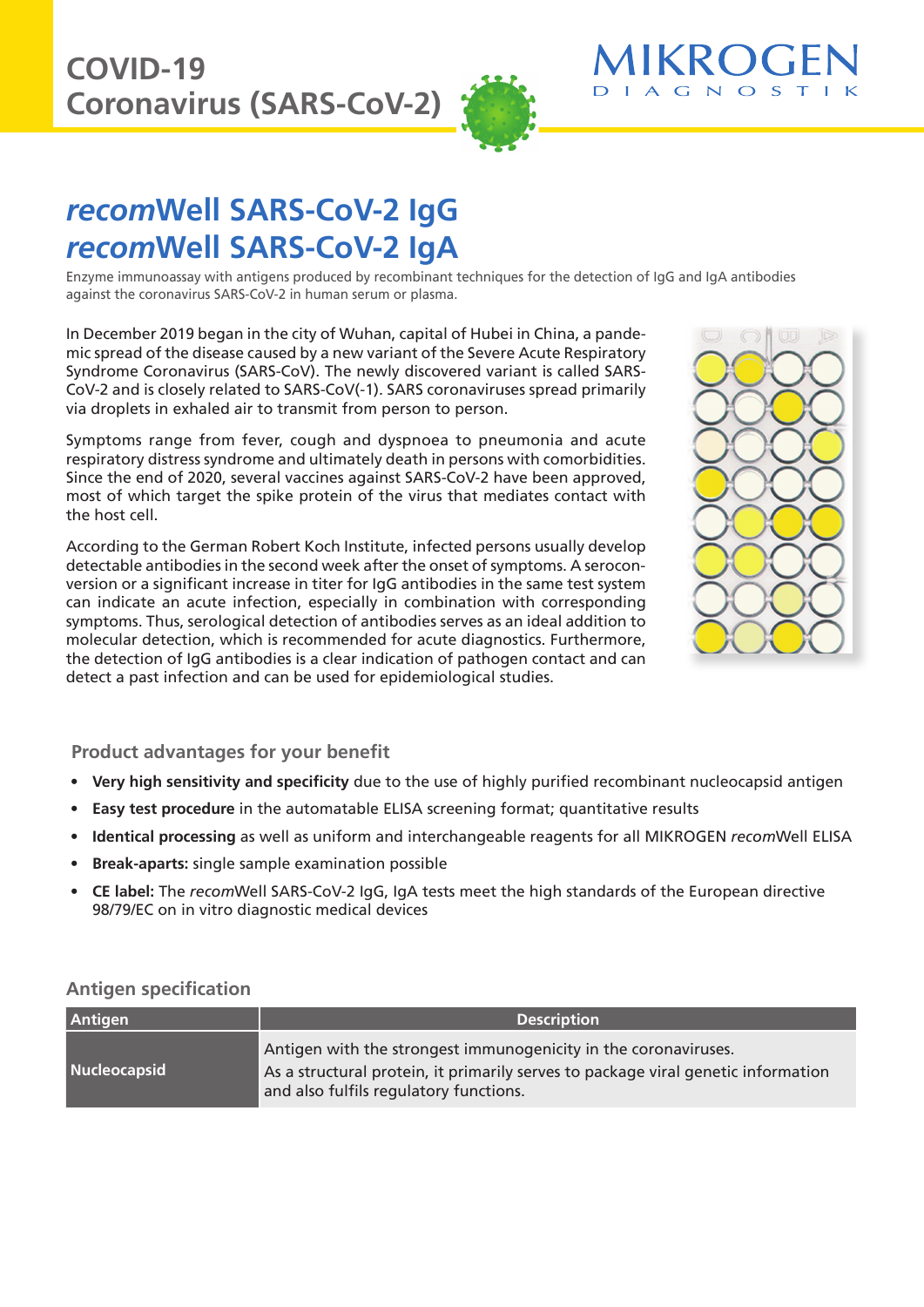# COVID-19 Coronavirus (SARS-CoV-2)

MIKROGEN DIAGNOSTIK

## *recom*Well SARS-CoV-2 IgG
## *recom*Well SARS-CoV-2 IgA

Enzyme immunoassay with antigens produced by recombinant techniques for the detection of IgG and IgA antibodies against the coronavirus SARS-CoV-2 in human serum or plasma.

In December 2019 began in the city of Wuhan, capital of Hubei in China, a pandemic spread of the disease caused by a new variant of the Severe Acute Respiratory Syndrome Coronavirus (SARS-CoV). The newly discovered variant is called SARS-CoV-2 and is closely related to SARS-CoV(-1). SARS coronaviruses spread primarily via droplets in exhaled air to transmit from person to person.

Symptoms range from fever, cough and dyspnoea to pneumonia and acute respiratory distress syndrome and ultimately death in persons with comorbidities. Since the end of 2020, several vaccines against SARS-CoV-2 have been approved, most of which target the spike protein of the virus that mediates contact with the host cell.

According to the German Robert Koch Institute, infected persons usually develop detectable antibodies in the second week after the onset of symptoms. A seroconversion or a significant increase in titer for IgG antibodies in the same test system can indicate an acute infection, especially in combination with corresponding symptoms. Thus, serological detection of antibodies serves as an ideal addition to molecular detection, which is recommended for acute diagnostics. Furthermore, the detection of IgG antibodies is a clear indication of pathogen contact and can detect a past infection and can be used for epidemiological studies.

### Product advantages for your benefit

- **Very high sensitivity and specificity** due to the use of highly purified recombinant nucleocapsid antigen
- **Easy test procedure** in the automatable ELISA screening format; quantitative results
- **Identical processing** as well as uniform and interchangeable reagents for all MIKROGEN *recom*Well ELISA
- **Break-aparts:** single sample examination possible
- **CE label:** The *recom*Well SARS-CoV-2 IgG, IgA tests meet the high standards of the European directive 98/79/EC on in vitro diagnostic medical devices

### Antigen specification

| Antigen | Description |
| --- | --- |
| Nucleocapsid | Antigen with the strongest immunogenicity in the coronaviruses. As a structural protein, it primarily serves to package viral genetic information and also fulfils regulatory functions. |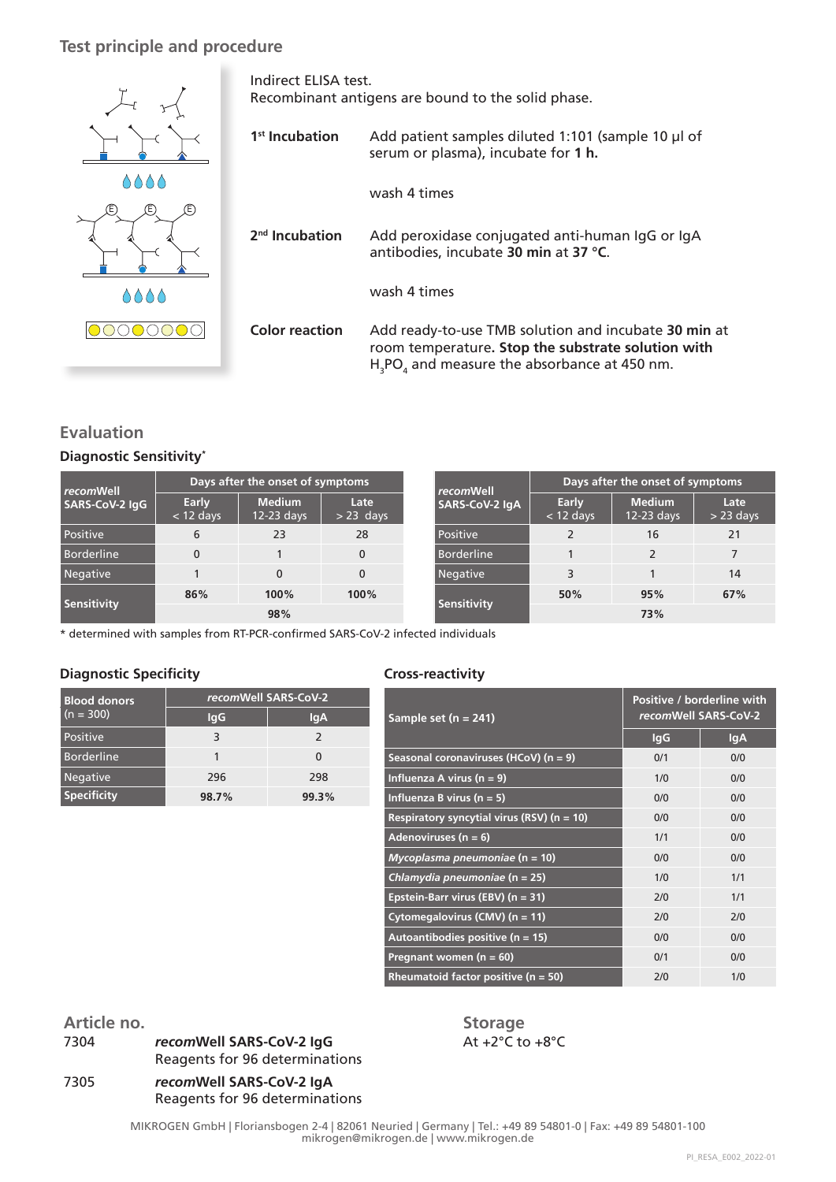## Test principle and procedure

Indirect ELISA test.
Recombinant antigens are bound to the solid phase.

| | |
|---|---|
| **1st Incubation** | Add patient samples diluted 1:101 (sample 10 µl of serum or plasma), incubate for **1 h.** |
| | wash 4 times |
| **2nd Incubation** | Add peroxidase conjugated anti-human IgG or IgA antibodies, incubate **30 min** at **37 °C**. |
| | wash 4 times |
| **Color reaction** | Add ready-to-use TMB solution and incubate **30 min** at room temperature. **Stop the substrate solution with** $H_3PO_4$ and measure the absorbance at 450 nm. |

## Evaluation

### Diagnostic Sensitivity*

| *recom*Well SARS-CoV-2 IgG | Days after the onset of symptoms | | |
|---|---|---|---|
| | Early < 12 days | Medium 12-23 days | Late > 23 days |
| Positive | 6 | 23 | 28 |
| Borderline | 0 | 1 | 0 |
| Negative | 1 | 0 | 0 |
| Sensitivity | 86% | 100% | 100% |
| | 98% | | |

| *recom*Well SARS-CoV-2 IgA | Days after the onset of symptoms | | |
|---|---|---|---|
| | Early < 12 days | Medium 12-23 days | Late > 23 days |
| Positive | 2 | 16 | 21 |
| Borderline | 1 | 2 | 7 |
| Negative | 3 | 1 | 14 |
| Sensitivity | 50% | 95% | 67% |
| | 73% | | |

* determined with samples from RT-PCR-confirmed SARS-CoV-2 infected individuals

### Diagnostic Specificity

| Blood donors (n = 300) | *recom*Well SARS-CoV-2 | |
|---|---|---|
| | IgG | IgA |
| Positive | 3 | 2 |
| Borderline | 1 | 0 |
| Negative | 296 | 298 |
| Specificity | 98.7% | 99.3% |

### Cross-reactivity

| Sample set (n = 241) | Positive / borderline with *recom*Well SARS-CoV-2 | |
|---|---|---|
| | IgG | IgA |
| Seasonal coronaviruses (HCoV) (n = 9) | 0/1 | 0/0 |
| Influenza A virus (n = 9) | 1/0 | 0/0 |
| Influenza B virus (n = 5) | 0/0 | 0/0 |
| Respiratory syncytial virus (RSV) (n = 10) | 0/0 | 0/0 |
| Adenoviruses (n = 6) | 1/1 | 0/0 |
| *Mycoplasma pneumoniae* (n = 10) | 0/0 | 0/0 |
| *Chlamydia pneumoniae* (n = 25) | 1/0 | 1/1 |
| Epstein-Barr virus (EBV) (n = 31) | 2/0 | 1/1 |
| Cytomegalovirus (CMV) (n = 11) | 2/0 | 2/0 |
| Autoantibodies positive (n = 15) | 0/0 | 0/0 |
| Pregnant women (n = 60) | 0/1 | 0/0 |
| Rheumatoid factor positive (n = 50) | 2/0 | 1/0 |

## Article no.

| | |
|---|---|
| 7304 | ***recom*Well SARS-CoV-2 IgG** Reagents for 96 determinations |
| 7305 | ***recom*Well SARS-CoV-2 IgA** Reagents for 96 determinations |

## Storage

At +2°C to +8°C

MIKROGEN GmbH | Floriansbogen 2-4 | 82061 Neuried | Germany | Tel.: +49 89 54801-0 | Fax: +49 89 54801-100
mikrogen@mikrogen.de | www.mikrogen.de

PI_RESA_E002_2022-01